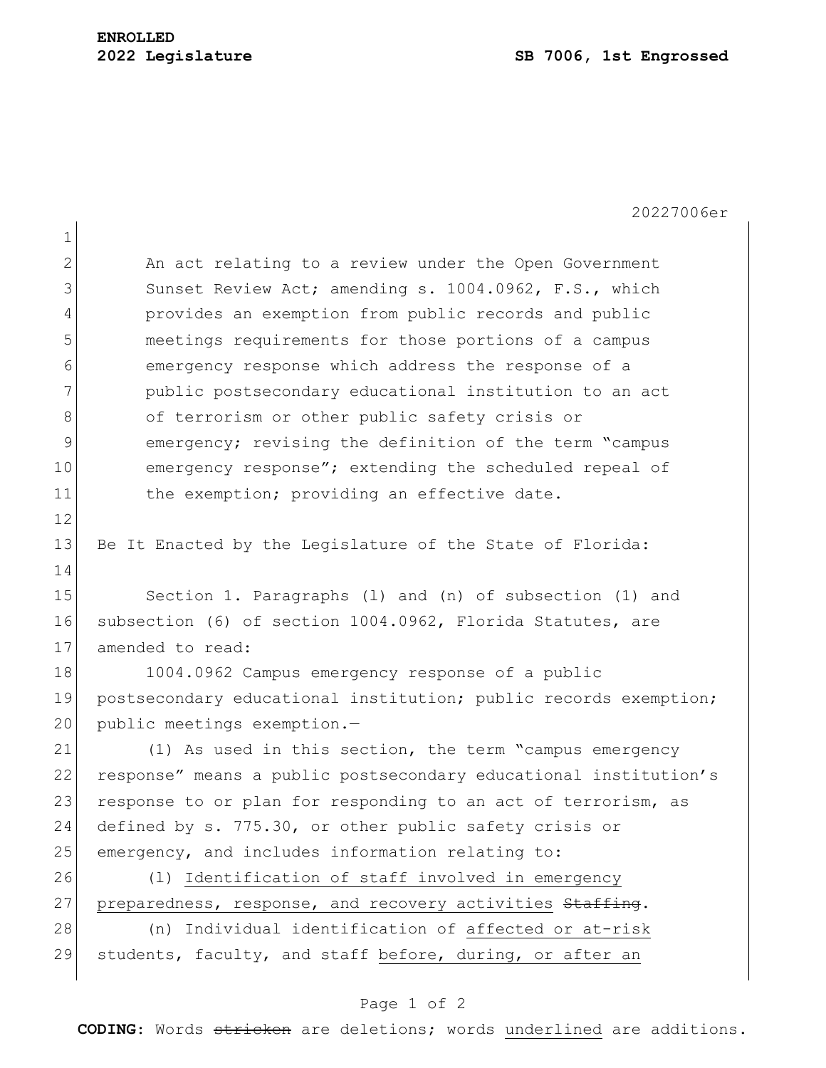**ENROLLED**
**2022 Legislature** **SB 7006, 1st Engrossed**

20227006er

An act relating to a review under the Open Government Sunset Review Act; amending s. 1004.0962, F.S., which provides an exemption from public records and public meetings requirements for those portions of a campus emergency response which address the response of a public postsecondary educational institution to an act of terrorism or other public safety crisis or emergency; revising the definition of the term "campus emergency response"; extending the scheduled repeal of the exemption; providing an effective date.

Be It Enacted by the Legislature of the State of Florida:

Section 1. Paragraphs (l) and (n) of subsection (1) and subsection (6) of section 1004.0962, Florida Statutes, are amended to read:

1004.0962 Campus emergency response of a public postsecondary educational institution; public records exemption; public meetings exemption.—

(1) As used in this section, the term "campus emergency response" means a public postsecondary educational institution's response to or plan for responding to an act of terrorism, as defined by s. 775.30, or other public safety crisis or emergency, and includes information relating to:

(l) <u>Identification of staff involved in emergency preparedness, response, and recovery activities</u> ~~Staffing~~.

(n) Individual identification of <u>affected or at-risk</u> students, faculty, and staff <u>before, during, or after an</u>

**CODING:** Words ~~stricken~~ are deletions; words <u>underlined</u> are additions.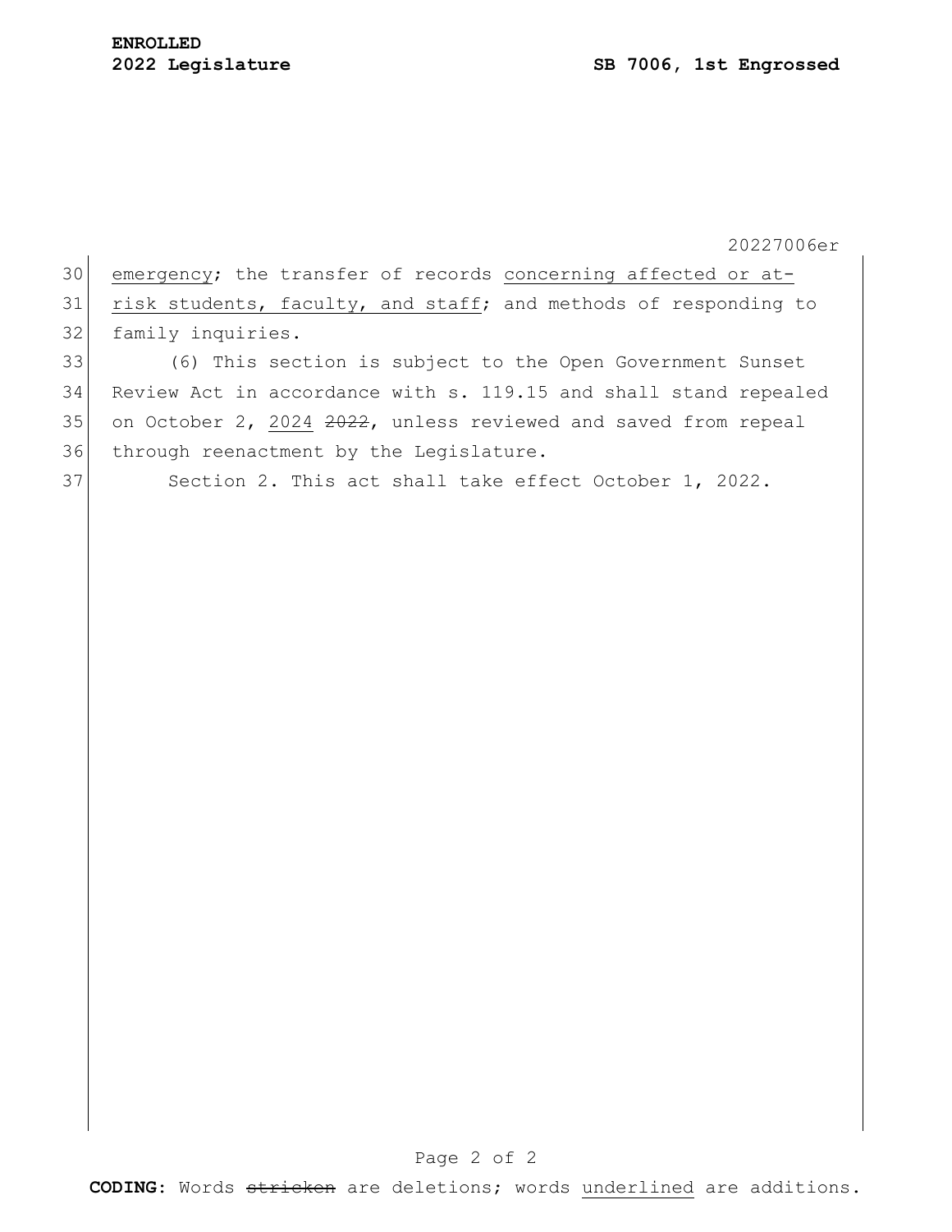emergency; the transfer of records <u>concerning affected or at-risk students, faculty, and staff</u>; and methods of responding to family inquiries.

(6) This section is subject to the Open Government Sunset Review Act in accordance with s. 119.15 and shall stand repealed on October 2, <u>2024</u> ~~2022~~, unless reviewed and saved from repeal through reenactment by the Legislature.

Section 2. This act shall take effect October 1, 2022.

**CODING:** Words ~~stricken~~ are deletions; words <u>underlined</u> are additions.